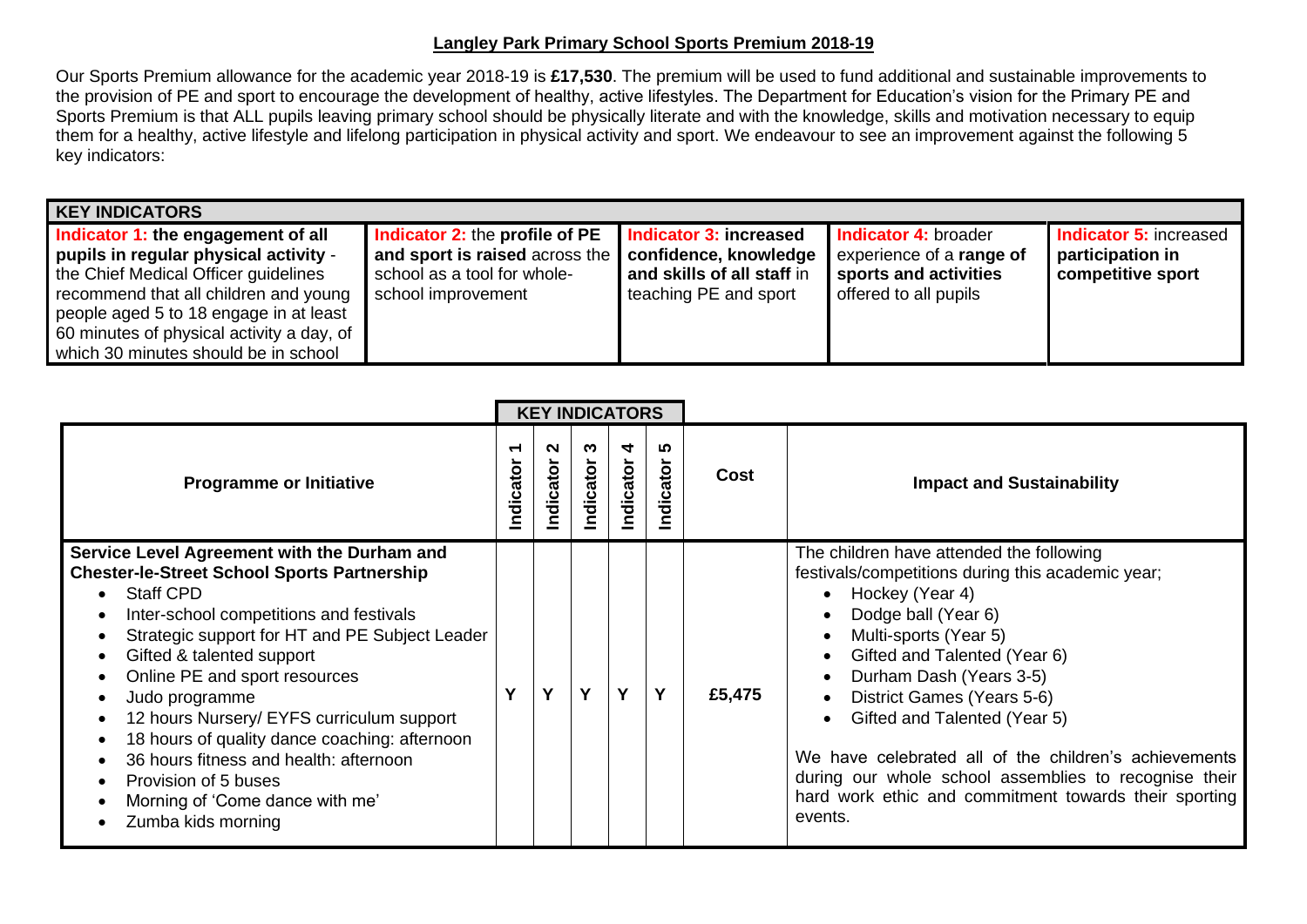# Langley Park Primary School Sports Premium 2018-19

Our Sports Premium allowance for the academic year 2018-19 is **£17,530**. The premium will be used to fund additional and sustainable improvements to the provision of PE and sport to encourage the development of healthy, active lifestyles. The Department for Education's vision for the Primary PE and Sports Premium is that ALL pupils leaving primary school should be physically literate and with the knowledge, skills and motivation necessary to equip them for a healthy, active lifestyle and lifelong participation in physical activity and sport. We endeavour to see an improvement against the following 5 key indicators:

| KEY INDICATORS | | | | |
|---|---|---|---|---|
| **Indicator 1: the engagement of all pupils in regular physical activity** - the Chief Medical Officer guidelines recommend that all children and young people aged 5 to 18 engage in at least 60 minutes of physical activity a day, of which 30 minutes should be in school | **Indicator 2:** the **profile of PE and sport is raised** across the school as a tool for whole-school improvement | **Indicator 3: increased confidence, knowledge and skills of all staff** in teaching PE and sport | **Indicator 4:** broader experience of a **range of sports and activities** offered to all pupils | **Indicator 5:** increased **participation in competitive sport** |

| Programme or Initiative | Indicator 1 | Indicator 2 | Indicator 3 | Indicator 4 | Indicator 5 | Cost | Impact and Sustainability |
|---|---|---|---|---|---|---|---|
| **Service Level Agreement with the Durham and Chester-le-Street School Sports Partnership**<br>• Staff CPD<br>• Inter-school competitions and festivals<br>• Strategic support for HT and PE Subject Leader<br>• Gifted & talented support<br>• Online PE and sport resources<br>• Judo programme<br>• 12 hours Nursery/ EYFS curriculum support<br>• 18 hours of quality dance coaching: afternoon<br>• 36 hours fitness and health: afternoon<br>• Provision of 5 buses<br>• Morning of 'Come dance with me'<br>• Zumba kids morning | Y | Y | Y | Y | Y | £5,475 | The children have attended the following festivals/competitions during this academic year;<br>• Hockey (Year 4)<br>• Dodge ball (Year 6)<br>• Multi-sports (Year 5)<br>• Gifted and Talented (Year 6)<br>• Durham Dash (Years 3-5)<br>• District Games (Years 5-6)<br>• Gifted and Talented (Year 5)<br><br>We have celebrated all of the children's achievements during our whole school assemblies to recognise their hard work ethic and commitment towards their sporting events. |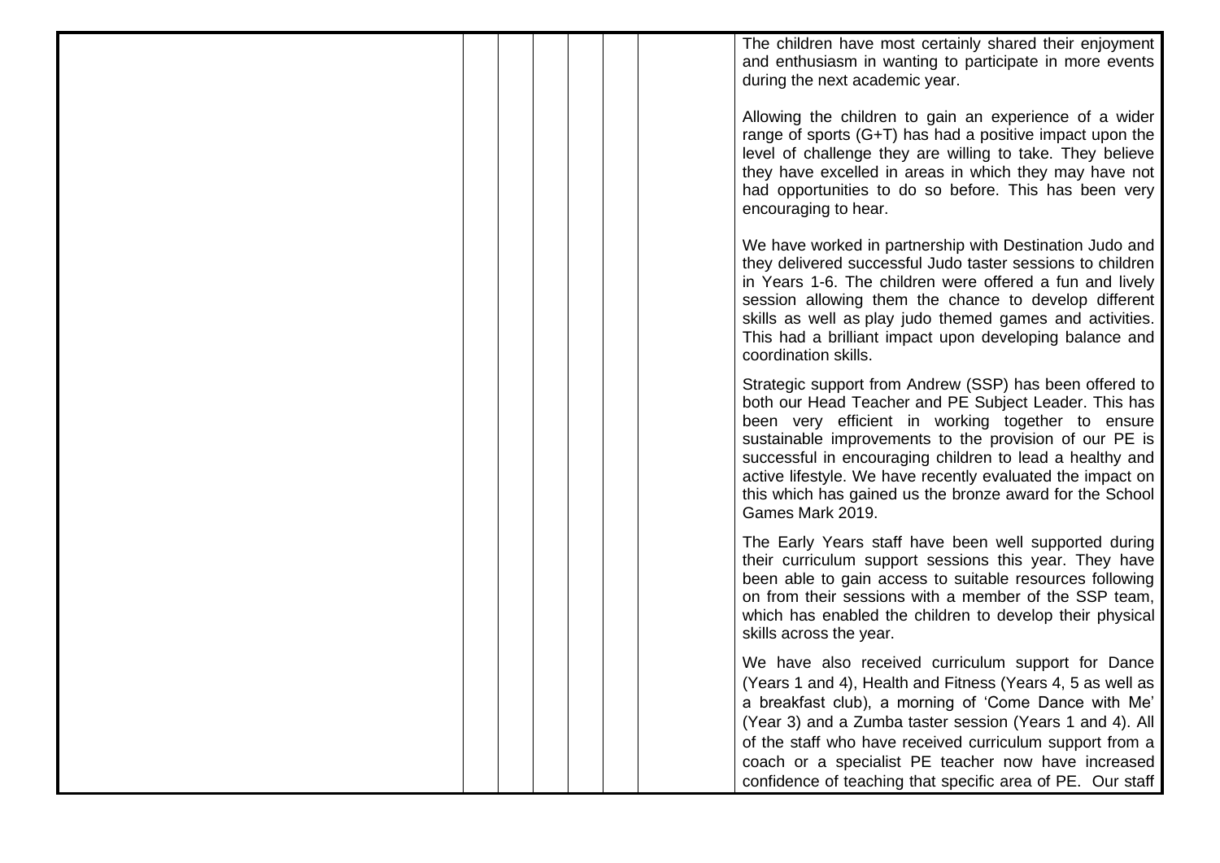| | | | | | | | |
|---|---|---|---|---|---|---|---|
| | | | | | | | The children have most certainly shared their enjoyment and enthusiasm in wanting to participate in more events during the next academic year.<br><br>Allowing the children to gain an experience of a wider range of sports (G+T) has had a positive impact upon the level of challenge they are willing to take. They believe they have excelled in areas in which they may have not had opportunities to do so before. This has been very encouraging to hear.<br><br>We have worked in partnership with Destination Judo and they delivered successful Judo taster sessions to children in Years 1-6. The children were offered a fun and lively session allowing them the chance to develop different skills as well as play judo themed games and activities. This had a brilliant impact upon developing balance and coordination skills.<br><br>Strategic support from Andrew (SSP) has been offered to both our Head Teacher and PE Subject Leader. This has been very efficient in working together to ensure sustainable improvements to the provision of our PE is successful in encouraging children to lead a healthy and active lifestyle. We have recently evaluated the impact on this which has gained us the bronze award for the School Games Mark 2019.<br><br>The Early Years staff have been well supported during their curriculum support sessions this year. They have been able to gain access to suitable resources following on from their sessions with a member of the SSP team, which has enabled the children to develop their physical skills across the year.<br><br>We have also received curriculum support for Dance (Years 1 and 4), Health and Fitness (Years 4, 5 as well as a breakfast club), a morning of 'Come Dance with Me' (Year 3) and a Zumba taster session (Years 1 and 4). All of the staff who have received curriculum support from a coach or a specialist PE teacher now have increased confidence of teaching that specific area of PE. Our staff |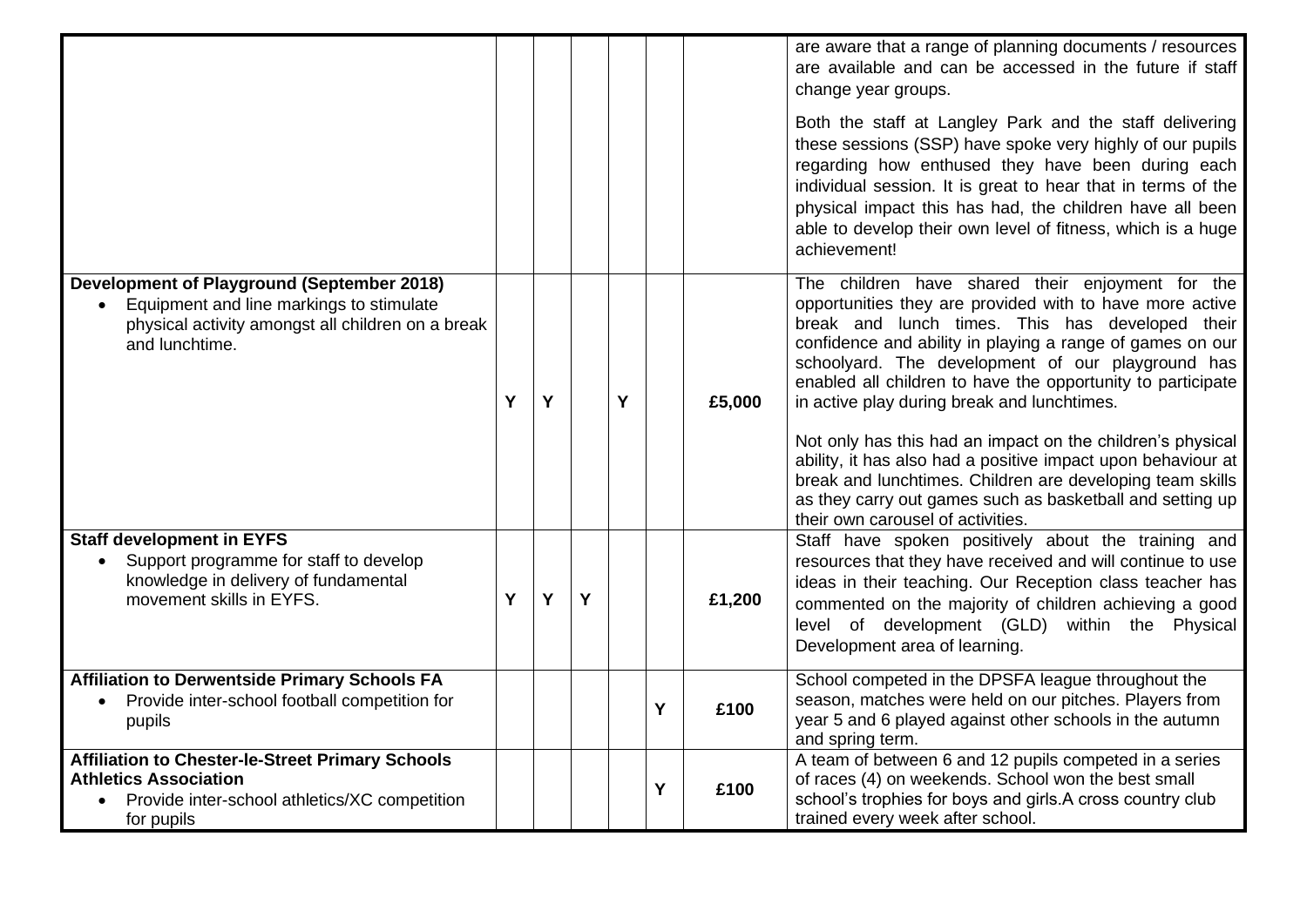| | | | | | | | |
|---|---|---|---|---|---|---|---|
| | | | | | | | are aware that a range of planning documents / resources are available and can be accessed in the future if staff change year groups.<br><br>Both the staff at Langley Park and the staff delivering these sessions (SSP) have spoke very highly of our pupils regarding how enthused they have been during each individual session. It is great to hear that in terms of the physical impact this has had, the children have all been able to develop their own level of fitness, which is a huge achievement! |
| **Development of Playground (September 2018)**<br>• Equipment and line markings to stimulate physical activity amongst all children on a break and lunchtime. | Y | Y | | Y | | **£5,000** | The children have shared their enjoyment for the opportunities they are provided with to have more active break and lunch times. This has developed their confidence and ability in playing a range of games on our schoolyard. The development of our playground has enabled all children to have the opportunity to participate in active play during break and lunchtimes.<br><br>Not only has this had an impact on the children's physical ability, it has also had a positive impact upon behaviour at break and lunchtimes. Children are developing team skills as they carry out games such as basketball and setting up their own carousel of activities. |
| **Staff development in EYFS**<br>• Support programme for staff to develop knowledge in delivery of fundamental movement skills in EYFS. | Y | Y | Y | | | **£1,200** | Staff have spoken positively about the training and resources that they have received and will continue to use ideas in their teaching. Our Reception class teacher has commented on the majority of children achieving a good level of development (GLD) within the Physical Development area of learning. |
| **Affiliation to Derwentside Primary Schools FA**<br>• Provide inter-school football competition for pupils | | | | | Y | **£100** | School competed in the DPSFA league throughout the season, matches were held on our pitches. Players from year 5 and 6 played against other schools in the autumn and spring term. |
| **Affiliation to Chester-le-Street Primary Schools Athletics Association**<br>• Provide inter-school athletics/XC competition for pupils | | | | | Y | **£100** | A team of between 6 and 12 pupils competed in a series of races (4) on weekends. School won the best small school's trophies for boys and girls.A cross country club trained every week after school. |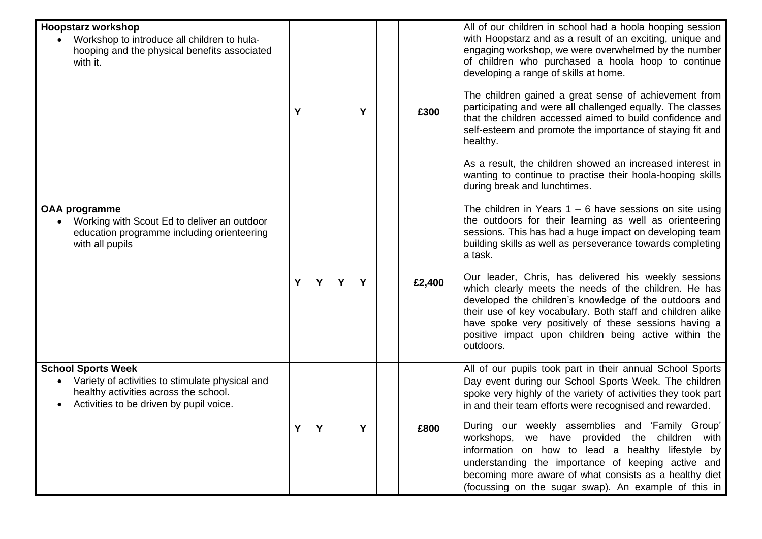| | | | | | | | |
|---|---|---|---|---|---|---|---|
| **Hoopstarz workshop**<br>• Workshop to introduce all children to hula-hooping and the physical benefits associated with it. | Y | | | Y | | £300 | All of our children in school had a hoola hooping session with Hoopstarz and as a result of an exciting, unique and engaging workshop, we were overwhelmed by the number of children who purchased a hoola hoop to continue developing a range of skills at home.<br><br>The children gained a great sense of achievement from participating and were all challenged equally. The classes that the children accessed aimed to build confidence and self-esteem and promote the importance of staying fit and healthy.<br><br>As a result, the children showed an increased interest in wanting to continue to practise their hoola-hooping skills during break and lunchtimes. |
| **OAA programme**<br>• Working with Scout Ed to deliver an outdoor education programme including orienteering with all pupils | Y | Y | Y | Y | | £2,400 | The children in Years 1 – 6 have sessions on site using the outdoors for their learning as well as orienteering sessions. This has had a huge impact on developing team building skills as well as perseverance towards completing a task.<br><br>Our leader, Chris, has delivered his weekly sessions which clearly meets the needs of the children. He has developed the children's knowledge of the outdoors and their use of key vocabulary. Both staff and children alike have spoke very positively of these sessions having a positive impact upon children being active within the outdoors. |
| **School Sports Week**<br>• Variety of activities to stimulate physical and healthy activities across the school.<br>• Activities to be driven by pupil voice. | Y | Y | | Y | | £800 | All of our pupils took part in their annual School Sports Day event during our School Sports Week. The children spoke very highly of the variety of activities they took part in and their team efforts were recognised and rewarded.<br><br>During our weekly assemblies and 'Family Group' workshops, we have provided the children with information on how to lead a healthy lifestyle by understanding the importance of keeping active and becoming more aware of what consists as a healthy diet (focussing on the sugar swap). An example of this in |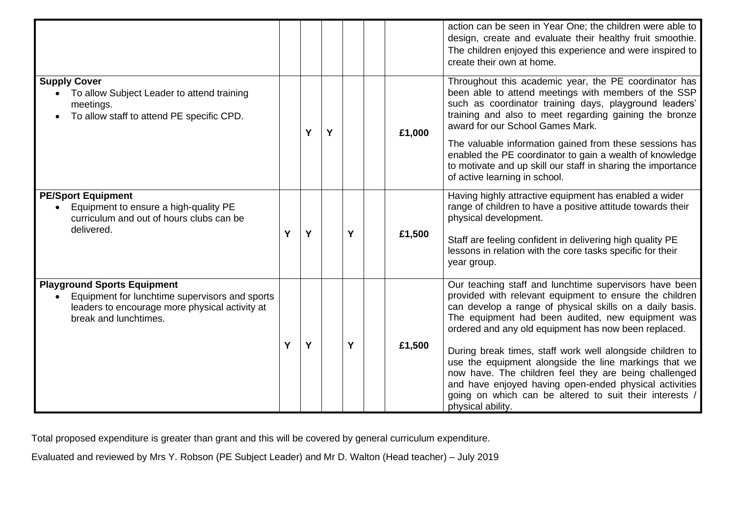| | | | | | | | |
|---|---|---|---|---|---|---|---|
| | | | | | | | action can be seen in Year One; the children were able to design, create and evaluate their healthy fruit smoothie. The children enjoyed this experience and were inspired to create their own at home. |
| **Supply Cover**<br>• To allow Subject Leader to attend training meetings.<br>• To allow staff to attend PE specific CPD. | | Y | Y | | | **£1,000** | Throughout this academic year, the PE coordinator has been able to attend meetings with members of the SSP such as coordinator training days, playground leaders' training and also to meet regarding gaining the bronze award for our School Games Mark.<br><br>The valuable information gained from these sessions has enabled the PE coordinator to gain a wealth of knowledge to motivate and up skill our staff in sharing the importance of active learning in school. |
| **PE/Sport Equipment**<br>• Equipment to ensure a high-quality PE curriculum and out of hours clubs can be delivered. | Y | Y | | Y | | **£1,500** | Having highly attractive equipment has enabled a wider range of children to have a positive attitude towards their physical development.<br><br>Staff are feeling confident in delivering high quality PE lessons in relation with the core tasks specific for their year group. |
| **Playground Sports Equipment**<br>• Equipment for lunchtime supervisors and sports leaders to encourage more physical activity at break and lunchtimes. | Y | Y | | Y | | **£1,500** | Our teaching staff and lunchtime supervisors have been provided with relevant equipment to ensure the children can develop a range of physical skills on a daily basis. The equipment had been audited, new equipment was ordered and any old equipment has now been replaced.<br><br>During break times, staff work well alongside children to use the equipment alongside the line markings that we now have. The children feel they are being challenged and have enjoyed having open-ended physical activities going on which can be altered to suit their interests / physical ability. |

Total proposed expenditure is greater than grant and this will be covered by general curriculum expenditure.

Evaluated and reviewed by Mrs Y. Robson (PE Subject Leader) and Mr D. Walton (Head teacher) – July 2019